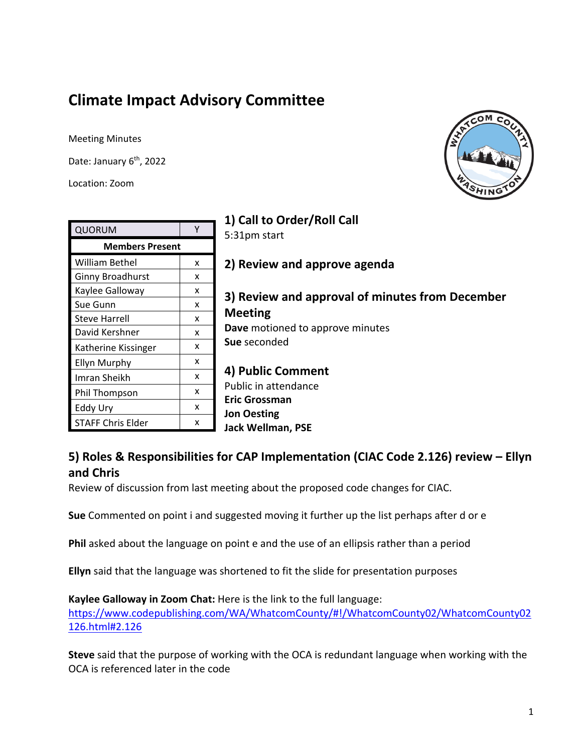# Climate Impact Advisory Committee

Meeting Minutes

Date: January 6th, 2022

Location: Zoom

| QUORUM | Y |
|---|---|
| **Members Present** | |
| William Bethel | x |
| Ginny Broadhurst | x |
| Kaylee Galloway | x |
| Sue Gunn | x |
| Steve Harrell | x |
| David Kershner | x |
| Katherine Kissinger | x |
| Ellyn Murphy | x |
| Imran Sheikh | x |
| Phil Thompson | x |
| Eddy Ury | x |
| STAFF Chris Elder | x |

## 1) Call to Order/Roll Call

5:31pm start

## 2) Review and approve agenda

## 3) Review and approval of minutes from December Meeting

**Dave** motioned to approve minutes

**Sue** seconded

## 4) Public Comment

Public in attendance

**Eric Grossman**

**Jon Oesting**

**Jack Wellman, PSE**

## 5) Roles & Responsibilities for CAP Implementation (CIAC Code 2.126) review – Ellyn and Chris

Review of discussion from last meeting about the proposed code changes for CIAC.

**Sue** Commented on point i and suggested moving it further up the list perhaps after d or e

**Phil** asked about the language on point e and the use of an ellipsis rather than a period

**Ellyn** said that the language was shortened to fit the slide for presentation purposes

**Kaylee Galloway in Zoom Chat:** Here is the link to the full language: https://www.codepublishing.com/WA/WhatcomCounty/#!/WhatcomCounty02/WhatcomCounty02126.html#2.126

**Steve** said that the purpose of working with the OCA is redundant language when working with the OCA is referenced later in the code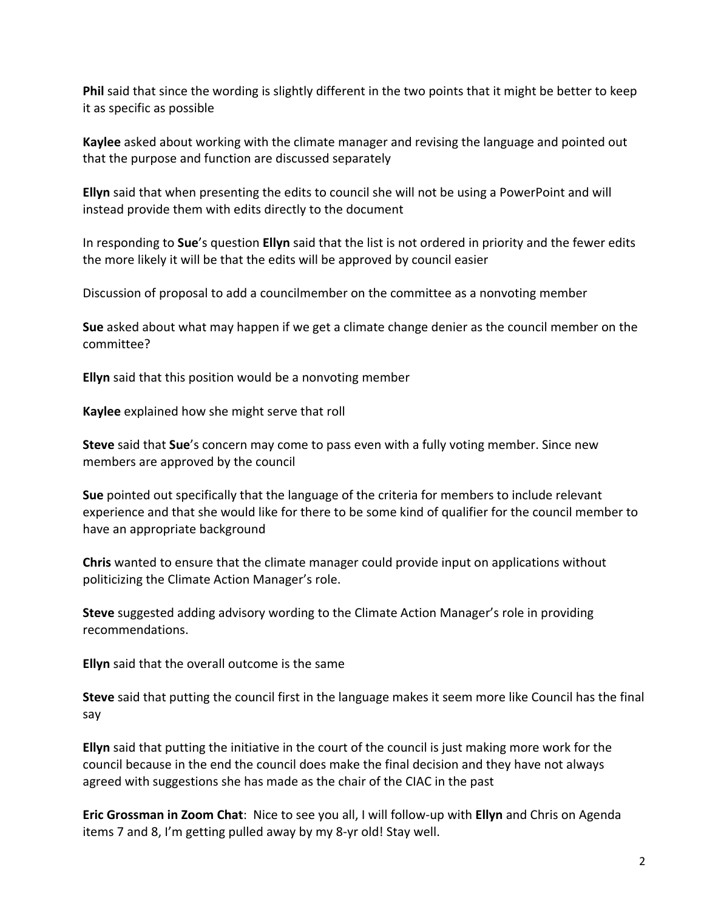**Phil** said that since the wording is slightly different in the two points that it might be better to keep it as specific as possible

**Kaylee** asked about working with the climate manager and revising the language and pointed out that the purpose and function are discussed separately

**Ellyn** said that when presenting the edits to council she will not be using a PowerPoint and will instead provide them with edits directly to the document

In responding to **Sue**'s question **Ellyn** said that the list is not ordered in priority and the fewer edits the more likely it will be that the edits will be approved by council easier

Discussion of proposal to add a councilmember on the committee as a nonvoting member

**Sue** asked about what may happen if we get a climate change denier as the council member on the committee?

**Ellyn** said that this position would be a nonvoting member

**Kaylee** explained how she might serve that roll

**Steve** said that **Sue**'s concern may come to pass even with a fully voting member. Since new members are approved by the council

**Sue** pointed out specifically that the language of the criteria for members to include relevant experience and that she would like for there to be some kind of qualifier for the council member to have an appropriate background

**Chris** wanted to ensure that the climate manager could provide input on applications without politicizing the Climate Action Manager's role.

**Steve** suggested adding advisory wording to the Climate Action Manager's role in providing recommendations.

**Ellyn** said that the overall outcome is the same

**Steve** said that putting the council first in the language makes it seem more like Council has the final say

**Ellyn** said that putting the initiative in the court of the council is just making more work for the council because in the end the council does make the final decision and they have not always agreed with suggestions she has made as the chair of the CIAC in the past

**Eric Grossman in Zoom Chat**: Nice to see you all, I will follow-up with **Ellyn** and Chris on Agenda items 7 and 8, I'm getting pulled away by my 8-yr old! Stay well.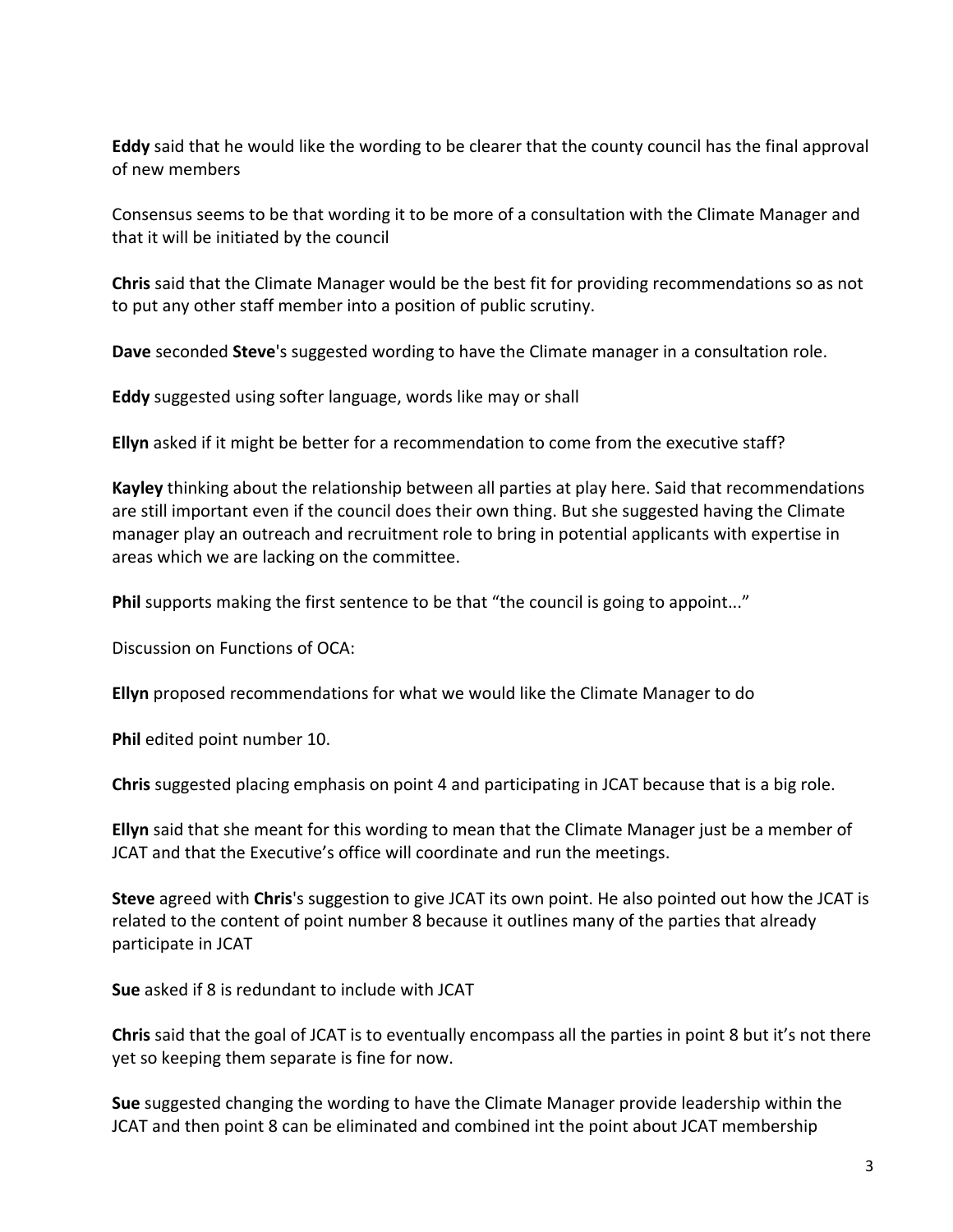**Eddy** said that he would like the wording to be clearer that the county council has the final approval of new members

Consensus seems to be that wording it to be more of a consultation with the Climate Manager and that it will be initiated by the council

**Chris** said that the Climate Manager would be the best fit for providing recommendations so as not to put any other staff member into a position of public scrutiny.

**Dave** seconded **Steve**'s suggested wording to have the Climate manager in a consultation role.

**Eddy** suggested using softer language, words like may or shall

**Ellyn** asked if it might be better for a recommendation to come from the executive staff?

**Kayley** thinking about the relationship between all parties at play here. Said that recommendations are still important even if the council does their own thing. But she suggested having the Climate manager play an outreach and recruitment role to bring in potential applicants with expertise in areas which we are lacking on the committee.

**Phil** supports making the first sentence to be that "the council is going to appoint..."

Discussion on Functions of OCA:

**Ellyn** proposed recommendations for what we would like the Climate Manager to do

**Phil** edited point number 10.

**Chris** suggested placing emphasis on point 4 and participating in JCAT because that is a big role.

**Ellyn** said that she meant for this wording to mean that the Climate Manager just be a member of JCAT and that the Executive's office will coordinate and run the meetings.

**Steve** agreed with **Chris**'s suggestion to give JCAT its own point. He also pointed out how the JCAT is related to the content of point number 8 because it outlines many of the parties that already participate in JCAT

**Sue** asked if 8 is redundant to include with JCAT

**Chris** said that the goal of JCAT is to eventually encompass all the parties in point 8 but it's not there yet so keeping them separate is fine for now.

**Sue** suggested changing the wording to have the Climate Manager provide leadership within the JCAT and then point 8 can be eliminated and combined int the point about JCAT membership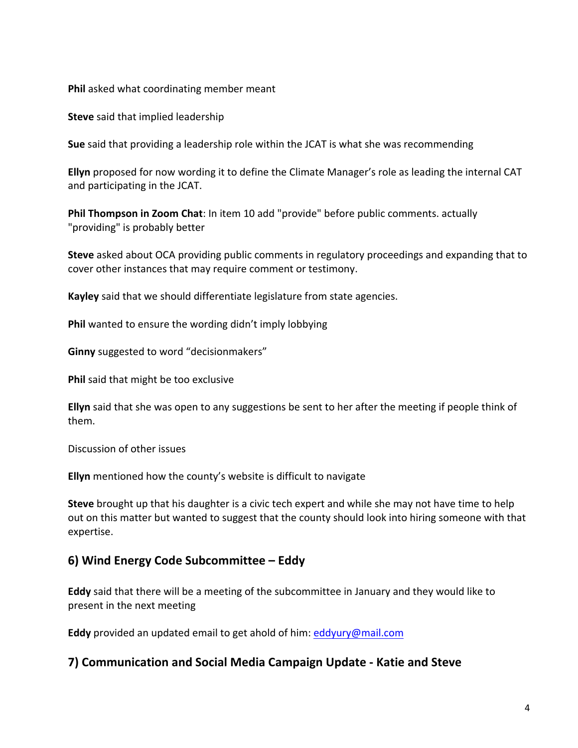**Phil** asked what coordinating member meant

**Steve** said that implied leadership

**Sue** said that providing a leadership role within the JCAT is what she was recommending

**Ellyn** proposed for now wording it to define the Climate Manager's role as leading the internal CAT and participating in the JCAT.

**Phil Thompson in Zoom Chat**: In item 10 add "provide" before public comments. actually "providing" is probably better

**Steve** asked about OCA providing public comments in regulatory proceedings and expanding that to cover other instances that may require comment or testimony.

**Kayley** said that we should differentiate legislature from state agencies.

**Phil** wanted to ensure the wording didn't imply lobbying

**Ginny** suggested to word "decisionmakers"

**Phil** said that might be too exclusive

**Ellyn** said that she was open to any suggestions be sent to her after the meeting if people think of them.

Discussion of other issues

**Ellyn** mentioned how the county's website is difficult to navigate

**Steve** brought up that his daughter is a civic tech expert and while she may not have time to help out on this matter but wanted to suggest that the county should look into hiring someone with that expertise.

## 6) Wind Energy Code Subcommittee – Eddy

**Eddy** said that there will be a meeting of the subcommittee in January and they would like to present in the next meeting

**Eddy** provided an updated email to get ahold of him: eddyury@mail.com

## 7) Communication and Social Media Campaign Update - Katie and Steve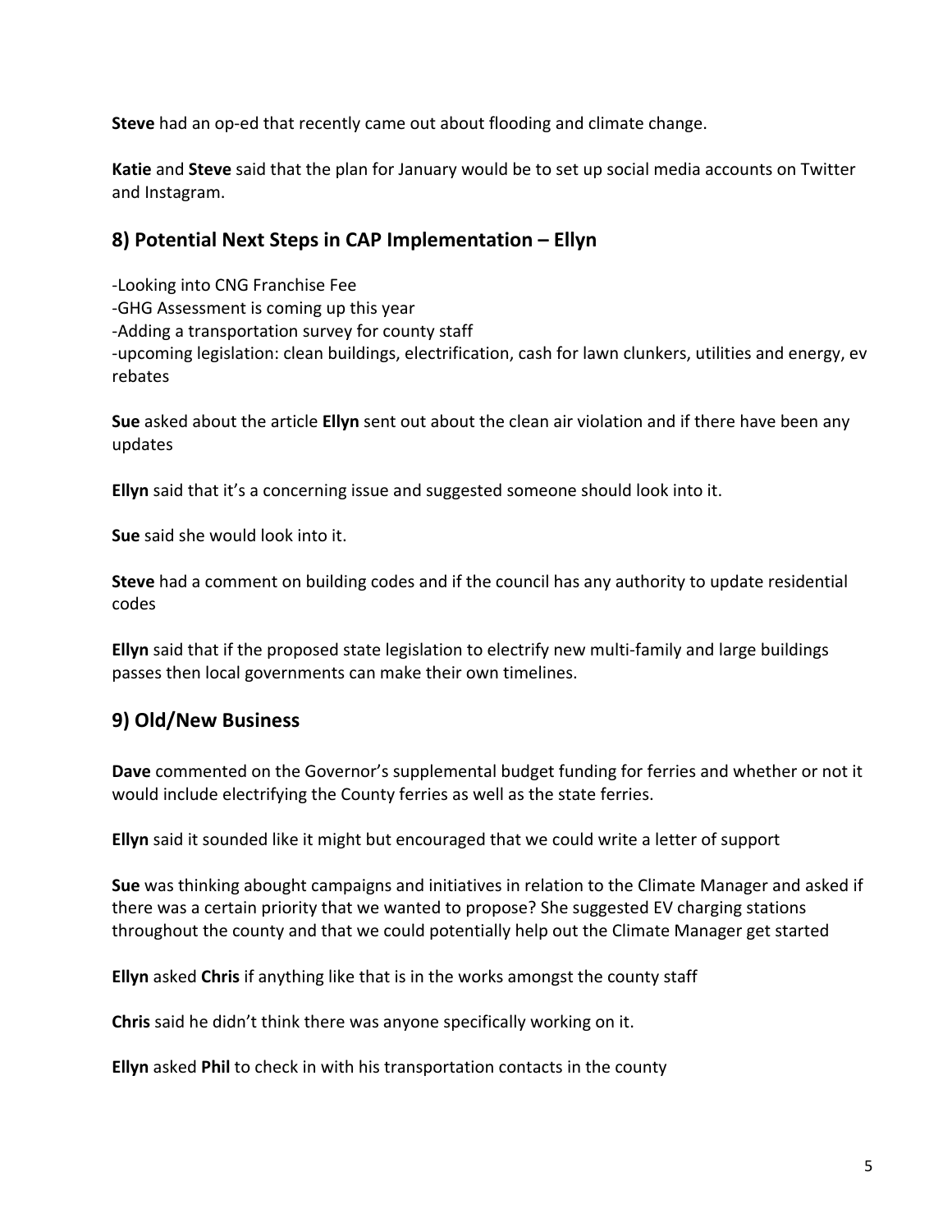**Steve** had an op-ed that recently came out about flooding and climate change.

**Katie** and **Steve** said that the plan for January would be to set up social media accounts on Twitter and Instagram.

## 8) Potential Next Steps in CAP Implementation – Ellyn

-Looking into CNG Franchise Fee
-GHG Assessment is coming up this year
-Adding a transportation survey for county staff
-upcoming legislation: clean buildings, electrification, cash for lawn clunkers, utilities and energy, ev rebates

**Sue** asked about the article **Ellyn** sent out about the clean air violation and if there have been any updates

**Ellyn** said that it's a concerning issue and suggested someone should look into it.

**Sue** said she would look into it.

**Steve** had a comment on building codes and if the council has any authority to update residential codes

**Ellyn** said that if the proposed state legislation to electrify new multi-family and large buildings passes then local governments can make their own timelines.

## 9) Old/New Business

**Dave** commented on the Governor's supplemental budget funding for ferries and whether or not it would include electrifying the County ferries as well as the state ferries.

**Ellyn** said it sounded like it might but encouraged that we could write a letter of support

**Sue** was thinking abought campaigns and initiatives in relation to the Climate Manager and asked if there was a certain priority that we wanted to propose? She suggested EV charging stations throughout the county and that we could potentially help out the Climate Manager get started

**Ellyn** asked **Chris** if anything like that is in the works amongst the county staff

**Chris** said he didn't think there was anyone specifically working on it.

**Ellyn** asked **Phil** to check in with his transportation contacts in the county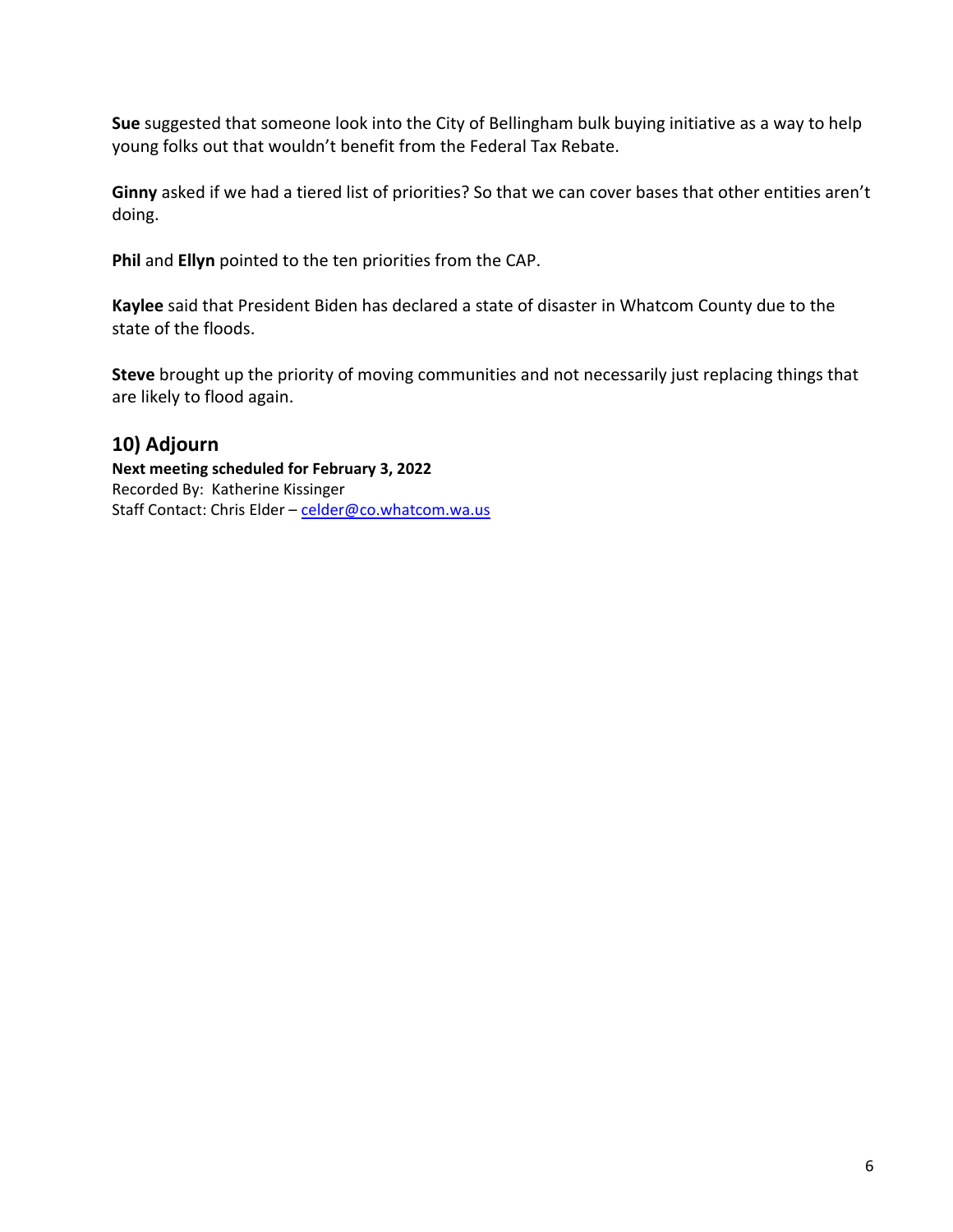**Sue** suggested that someone look into the City of Bellingham bulk buying initiative as a way to help young folks out that wouldn't benefit from the Federal Tax Rebate.

**Ginny** asked if we had a tiered list of priorities? So that we can cover bases that other entities aren't doing.

**Phil** and **Ellyn** pointed to the ten priorities from the CAP.

**Kaylee** said that President Biden has declared a state of disaster in Whatcom County due to the state of the floods.

**Steve** brought up the priority of moving communities and not necessarily just replacing things that are likely to flood again.

## 10) Adjourn

**Next meeting scheduled for February 3, 2022**
Recorded By: Katherine Kissinger
Staff Contact: Chris Elder – celder@co.whatcom.wa.us